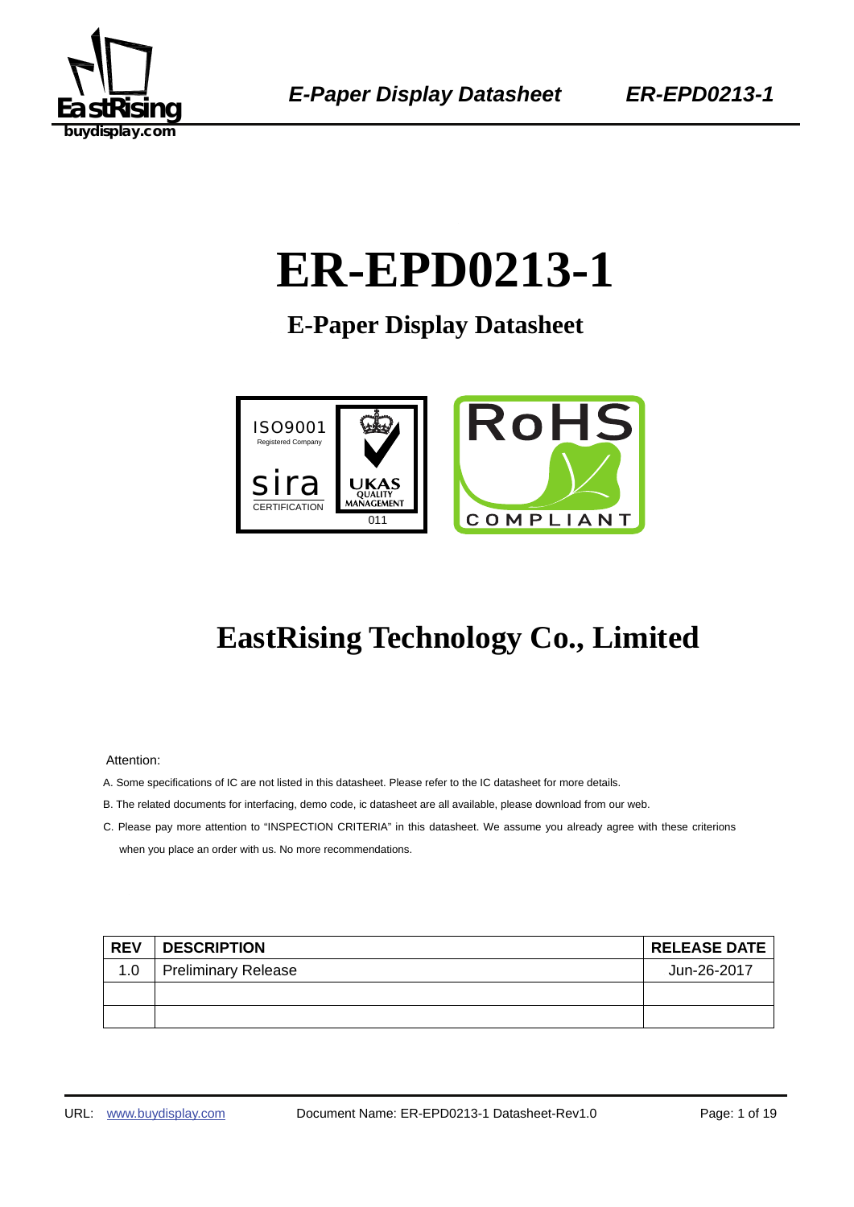# ER-EPD0213-1

## E-Paper Display Datasheet

## EastRising Technology Co., Limited

Attention:

A. Some specifications of IC are not listed in this datasheet. Please refer to the IC datasheet for more details.

B. The related documents for interfacing, demo code, ic datasheet are all available, please download from our web.

C. Please pay more attention to "INSPECTION CRITERIA" in this datasheet. We assume you already agree with these criterions when you place an order with us. No more recommendations.

| REV | DESCRIPTION | RELEASE DATE |
|---|---|---|
| 1.0 | Preliminary Release | Jun-26-2017 |
| | | |
| | | |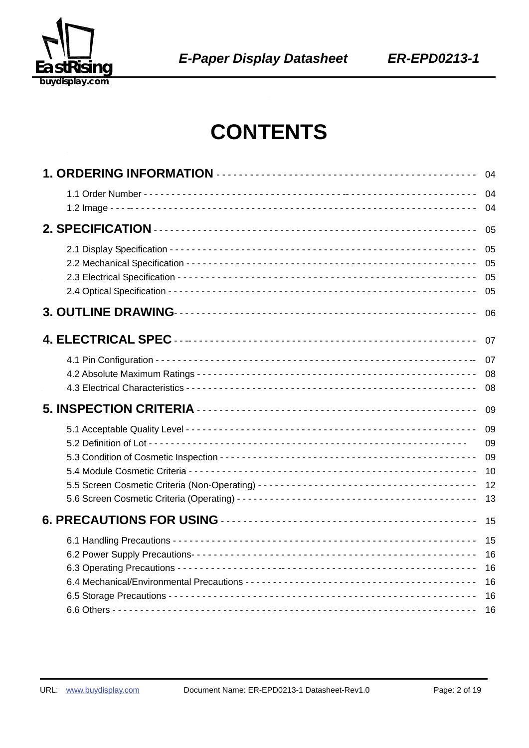# CONTENTS

| | |
|---|---|
| **1. ORDERING INFORMATION** | 04 |
| 1.1 Order Number | 04 |
| 1.2 Image | 04 |
| **2. SPECIFICATION** | 05 |
| 2.1 Display Specification | 05 |
| 2.2 Mechanical Specification | 05 |
| 2.3 Electrical Specification | 05 |
| 2.4 Optical Specification | 05 |
| **3. OUTLINE DRAWING** | 06 |
| **4. ELECTRICAL SPEC** | 07 |
| 4.1 Pin Configuration | 07 |
| 4.2 Absolute Maximum Ratings | 08 |
| 4.3 Electrical Characteristics | 08 |
| **5. INSPECTION CRITERIA** | 09 |
| 5.1 Acceptable Quality Level | 09 |
| 5.2 Definition of Lot | 09 |
| 5.3 Condition of Cosmetic Inspection | 09 |
| 5.4 Module Cosmetic Criteria | 10 |
| 5.5 Screen Cosmetic Criteria (Non-Operating) | 12 |
| 5.6 Screen Cosmetic Criteria (Operating) | 13 |
| **6. PRECAUTIONS FOR USING** | 15 |
| 6.1 Handling Precautions | 15 |
| 6.2 Power Supply Precautions | 16 |
| 6.3 Operating Precautions | 16 |
| 6.4 Mechanical/Environmental Precautions | 16 |
| 6.5 Storage Precautions | 16 |
| 6.6 Others | 16 |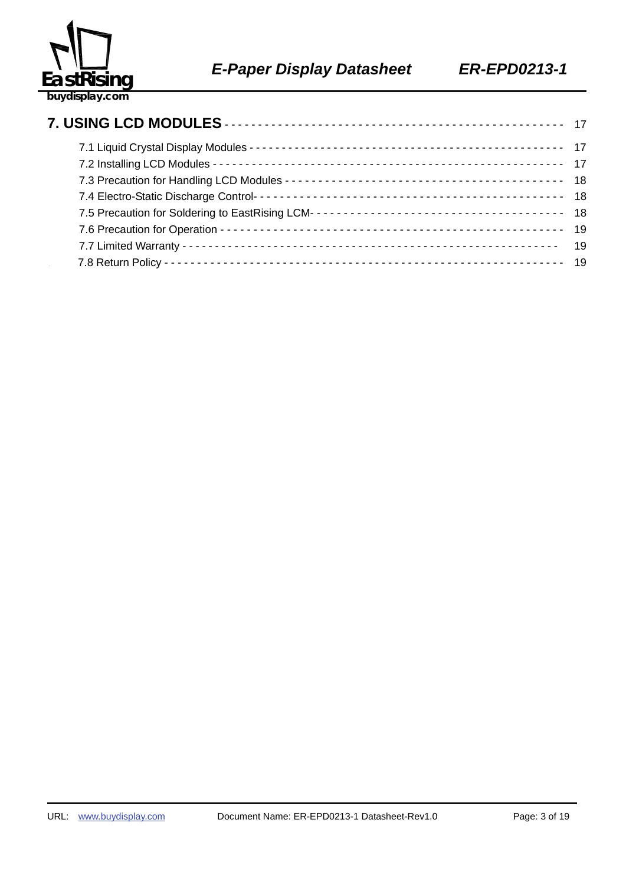**7. USING LCD MODULES** - - - - - - - - - - - - - - - - - - - - - - - - - - - - - - - - - - - - - - - - - - - - - - - - 17

7.1 Liquid Crystal Display Modules - - - - - - - - - - - - - - - - - - - - - - - - - - - - - - - - - - - - - - - - - - - - - 17

7.2 Installing LCD Modules - - - - - - - - - - - - - - - - - - - - - - - - - - - - - - - - - - - - - - - - - - - - - - - - - - - 17

7.3 Precaution for Handling LCD Modules - - - - - - - - - - - - - - - - - - - - - - - - - - - - - - - - - - - - - - - - - 18

7.4 Electro-Static Discharge Control- - - - - - - - - - - - - - - - - - - - - - - - - - - - - - - - - - - - - - - - - - - - - - 18

7.5 Precaution for Soldering to EastRising LCM- - - - - - - - - - - - - - - - - - - - - - - - - - - - - - - - - - - - - 18

7.6 Precaution for Operation - - - - - - - - - - - - - - - - - - - - - - - - - - - - - - - - - - - - - - - - - - - - - - - - - - - 19

7.7 Limited Warranty - - - - - - - - - - - - - - - - - - - - - - - - - - - - - - - - - - - - - - - - - - - - - - - - - - - - - - - - 19

7.8 Return Policy - - - - - - - - - - - - - - - - - - - - - - - - - - - - - - - - - - - - - - - - - - - - - - - - - - - - - - - - - - 19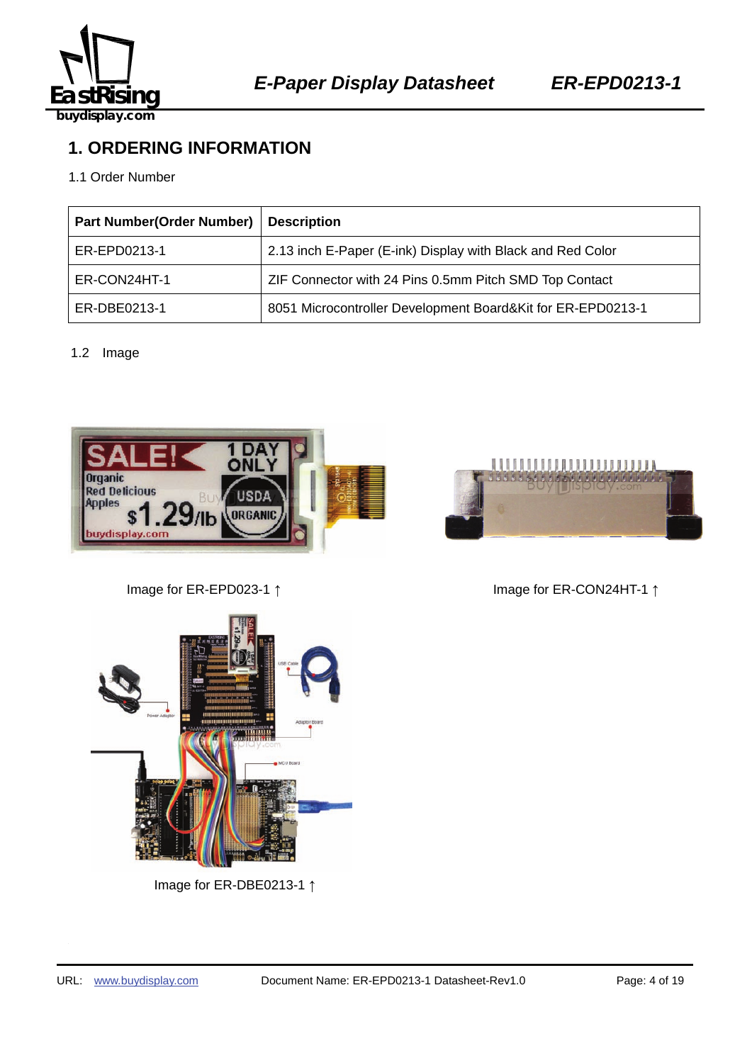# 1. ORDERING INFORMATION

1.1 Order Number

| Part Number(Order Number) | Description |
|---|---|
| ER-EPD0213-1 | 2.13 inch E-Paper (E-ink) Display with Black and Red Color |
| ER-CON24HT-1 | ZIF Connector with 24 Pins 0.5mm Pitch SMD Top Contact |
| ER-DBE0213-1 | 8051 Microcontroller Development Board&Kit for ER-EPD0213-1 |

1.2 Image

Image for ER-EPD023-1 ↑

Image for ER-CON24HT-1 ↑

Image for ER-DBE0213-1 ↑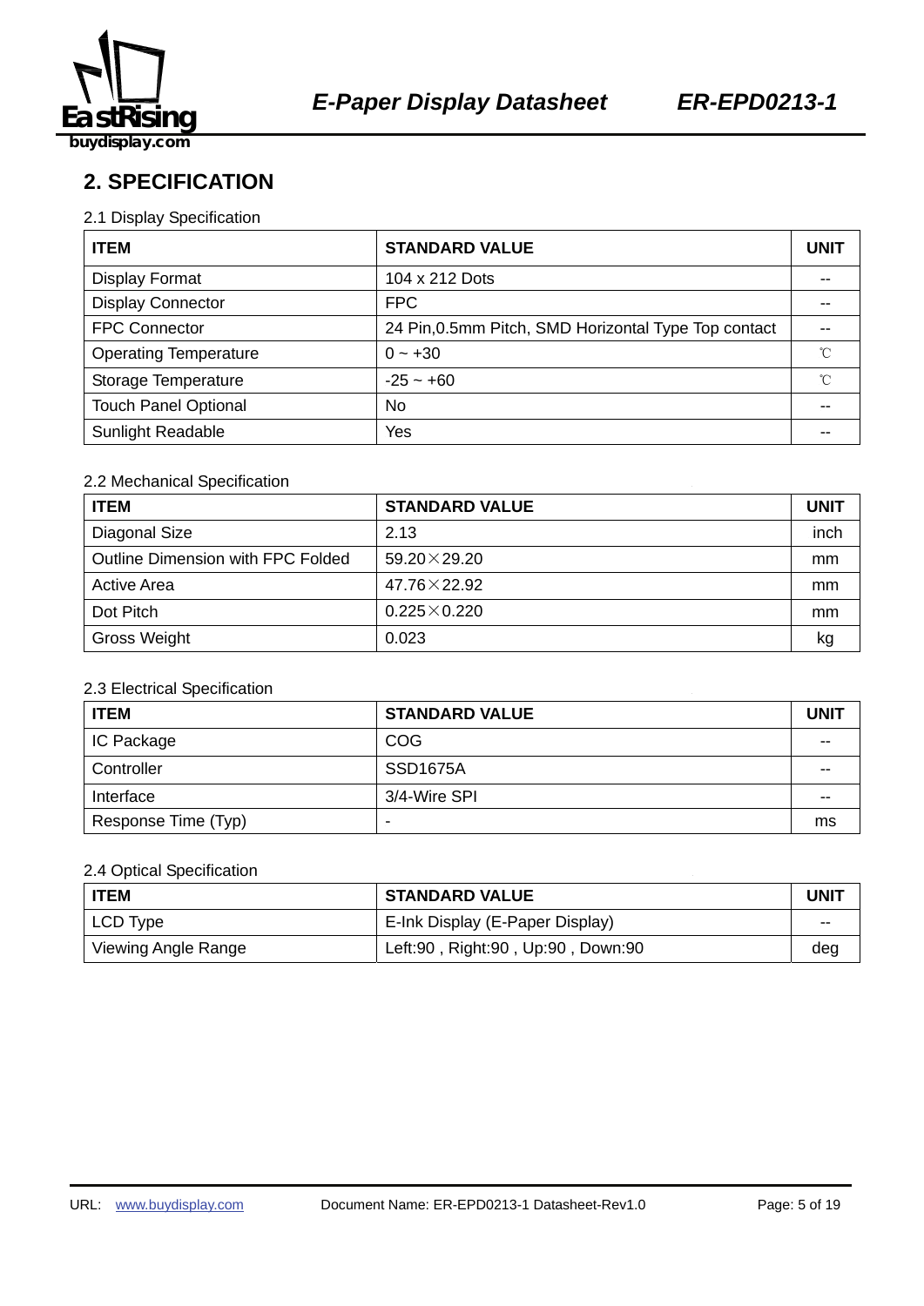## 2. SPECIFICATION

2.1 Display Specification

| ITEM | STANDARD VALUE | UNIT |
|---|---|---|
| Display Format | 104 x 212 Dots | -- |
| Display Connector | FPC | -- |
| FPC Connector | 24 Pin,0.5mm Pitch, SMD Horizontal Type Top contact | -- |
| Operating Temperature | 0 ~ +30 | ℃ |
| Storage Temperature | -25 ~ +60 | ℃ |
| Touch Panel Optional | No | -- |
| Sunlight Readable | Yes | -- |

2.2 Mechanical Specification

| ITEM | STANDARD VALUE | UNIT |
|---|---|---|
| Diagonal Size | 2.13 | inch |
| Outline Dimension with FPC Folded | 59.20×29.20 | mm |
| Active Area | 47.76×22.92 | mm |
| Dot Pitch | 0.225×0.220 | mm |
| Gross Weight | 0.023 | kg |

2.3 Electrical Specification

| ITEM | STANDARD VALUE | UNIT |
|---|---|---|
| IC Package | COG | -- |
| Controller | SSD1675A | -- |
| Interface | 3/4-Wire SPI | -- |
| Response Time (Typ) | - | ms |

2.4 Optical Specification

| ITEM | STANDARD VALUE | UNIT |
|---|---|---|
| LCD Type | E-Ink Display (E-Paper Display) | -- |
| Viewing Angle Range | Left:90 , Right:90 , Up:90 , Down:90 | deg |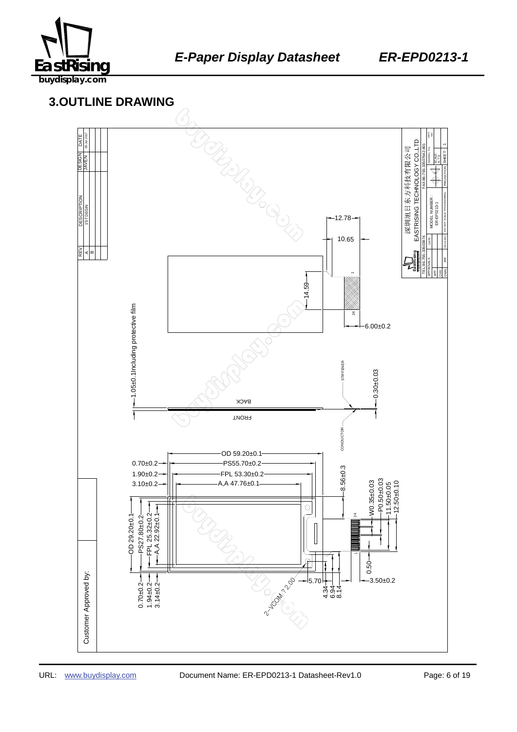## 3.OUTLINE DRAWING

| REV | DESCRIPTION | DESIGN | DATE |
|---|---|---|---|
| A | 1'ST DEGIN | JAVEN | 09-Jul-2017 |
| B | | | |

12.78

10.65

14.59

6.00±0.2

1.05±0.1Including protective film

STIFFENER

0.30±0.03

BACK

FRONT

CONDUCTOR

OD 59.20±0.1

PS55.70±0.2

FPL 53.30±0.2

A,A 47.76±0.1

0.70±0.2

1.90±0.2

3.10±0.2

8.56±0.3

W0.35±0.03

P0.50±0.03

11.50±0.05

12.50±0.10

OD 29.20±0.1

PS27.80±0.2

FPL 25.32±0.2

A,A 22.92±0.1

0.70±0.2

1.94±0.2

3.14±0.2

2-VCOM ? 2.00

5.70

4.34

6.94

8.14

0.50

3.50±0.2

Customer Approved by:

深圳旭日东方科技有限公司

EASTRISING TECHNOLOGY CO.,LTD

TEL:86-755-33503874 FAX:86-755-33507642-801

MODEL NUMBER : ER-EPD0213-1

SCALE N.T.S.

SHEET 1

PROJECTION

DO NOT SCALE THIS DRAWING

APPROVALS DATE

DWN JIM 09-Jul-2017

CHK

APP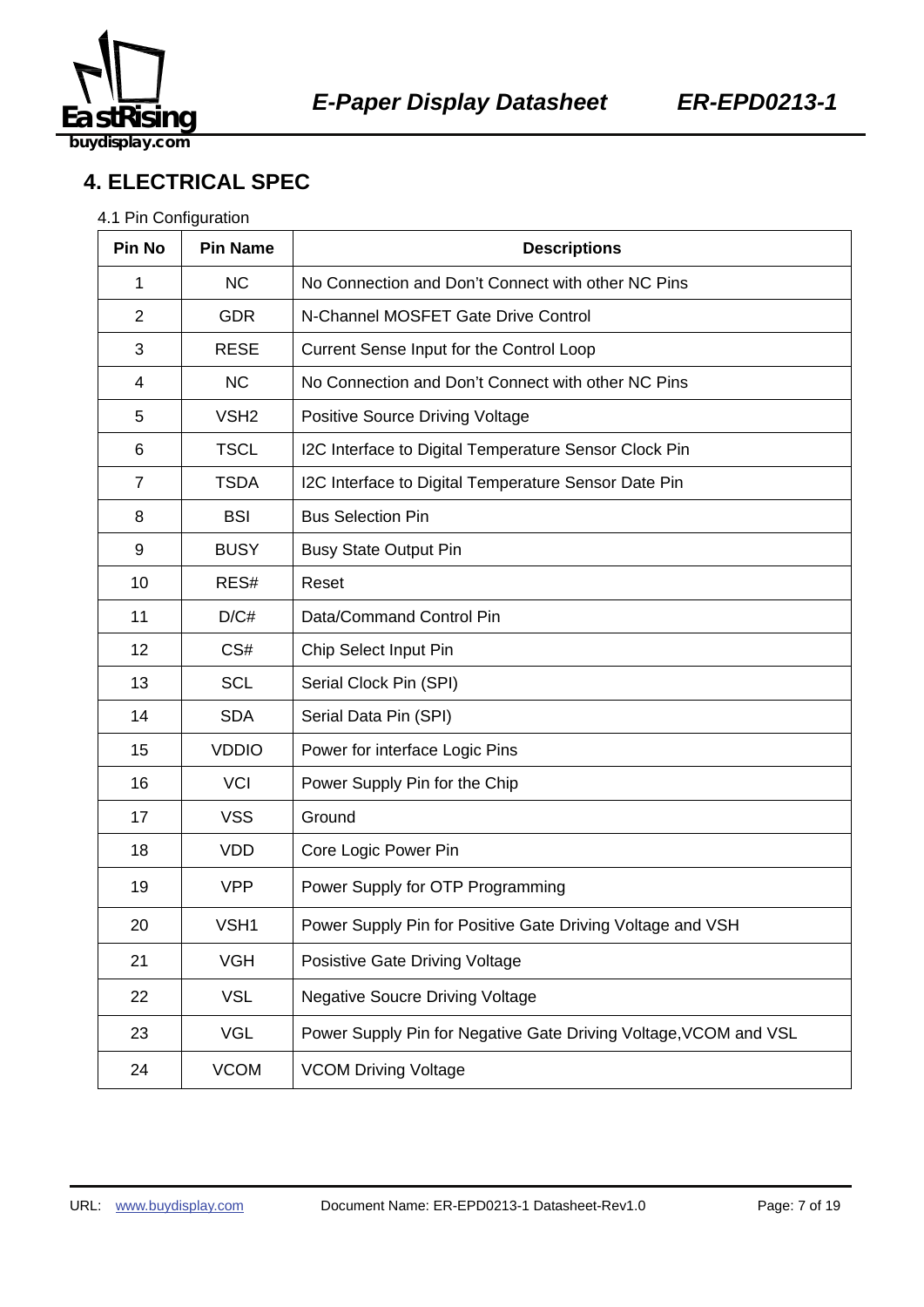## 4. ELECTRICAL SPEC

4.1 Pin Configuration

| Pin No | Pin Name | Descriptions |
|---|---|---|
| 1 | NC | No Connection and Don't Connect with other NC Pins |
| 2 | GDR | N-Channel MOSFET Gate Drive Control |
| 3 | RESE | Current Sense Input for the Control Loop |
| 4 | NC | No Connection and Don't Connect with other NC Pins |
| 5 | VSH2 | Positive Source Driving Voltage |
| 6 | TSCL | I2C Interface to Digital Temperature Sensor Clock Pin |
| 7 | TSDA | I2C Interface to Digital Temperature Sensor Date Pin |
| 8 | BSI | Bus Selection Pin |
| 9 | BUSY | Busy State Output Pin |
| 10 | RES# | Reset |
| 11 | D/C# | Data/Command Control Pin |
| 12 | CS# | Chip Select Input Pin |
| 13 | SCL | Serial Clock Pin (SPI) |
| 14 | SDA | Serial Data Pin (SPI) |
| 15 | VDDIO | Power for interface Logic Pins |
| 16 | VCI | Power Supply Pin for the Chip |
| 17 | VSS | Ground |
| 18 | VDD | Core Logic Power Pin |
| 19 | VPP | Power Supply for OTP Programming |
| 20 | VSH1 | Power Supply Pin for Positive Gate Driving Voltage and VSH |
| 21 | VGH | Posistive Gate Driving Voltage |
| 22 | VSL | Negative Soucre Driving Voltage |
| 23 | VGL | Power Supply Pin for Negative Gate Driving Voltage,VCOM and VSL |
| 24 | VCOM | VCOM Driving Voltage |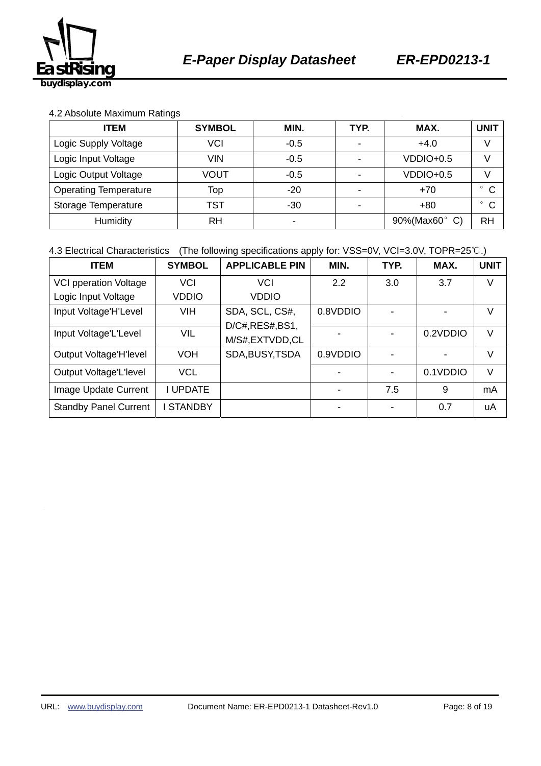## 4.2 Absolute Maximum Ratings

| ITEM | SYMBOL | MIN. | TYP. | MAX. | UNIT |
|---|---|---|---|---|---|
| Logic Supply Voltage | VCI | -0.5 | - | +4.0 | V |
| Logic Input Voltage | VIN | -0.5 | - | VDDIO+0.5 | V |
| Logic Output Voltage | VOUT | -0.5 | - | VDDIO+0.5 | V |
| Operating Temperature | Top | -20 | - | +70 | ° C |
| Storage Temperature | TST | -30 | - | +80 | ° C |
| Humidity | RH | - | | 90%(Max60° C) | RH |

## 4.3 Electrical Characteristics (The following specifications apply for: VSS=0V, VCI=3.0V, TOPR=25℃.)

| ITEM | SYMBOL | APPLICABLE PIN | MIN. | TYP. | MAX. | UNIT |
|---|---|---|---|---|---|---|
| VCI pperation Voltage<br>Logic Input Voltage | VCI<br>VDDIO | VCI<br>VDDIO | 2.2 | 3.0 | 3.7 | V |
| Input Voltage'H'Level | VIH | SDA, SCL, CS#, D/C#,RES#,BS1, M/S#,EXTVDD,CL | 0.8VDDIO | - | - | V |
| Input Voltage'L'Level | VIL | | - | - | 0.2VDDIO | V |
| Output Voltage'H'level | VOH | SDA,BUSY,TSDA | 0.9VDDIO | - | - | V |
| Output Voltage'L'level | VCL | | - | - | 0.1VDDIO | V |
| Image Update Current | I UPDATE | | - | 7.5 | 9 | mA |
| Standby Panel Current | I STANDBY | | - | - | 0.7 | uA |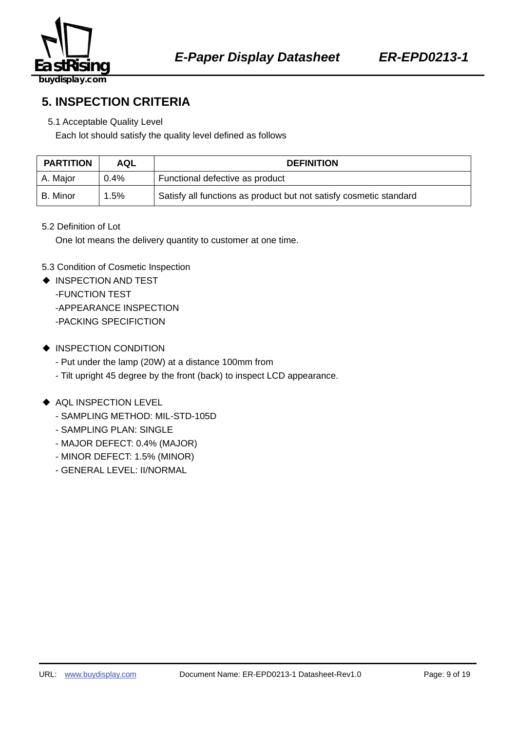## 5. INSPECTION CRITERIA

5.1 Acceptable Quality Level

Each lot should satisfy the quality level defined as follows

| PARTITION | AQL | DEFINITION |
|---|---|---|
| A. Major | 0.4% | Functional defective as product |
| B. Minor | 1.5% | Satisfy all functions as product but not satisfy cosmetic standard |

5.2 Definition of Lot

One lot means the delivery quantity to customer at one time.

5.3 Condition of Cosmetic Inspection

- INSPECTION AND TEST
  - -FUNCTION TEST
  - -APPEARANCE INSPECTION
  - -PACKING SPECIFICTION

- INSPECTION CONDITION
  - - Put under the lamp (20W) at a distance 100mm from
  - - Tilt upright 45 degree by the front (back) to inspect LCD appearance.

- AQL INSPECTION LEVEL
  - - SAMPLING METHOD: MIL-STD-105D
  - - SAMPLING PLAN: SINGLE
  - - MAJOR DEFECT: 0.4% (MAJOR)
  - - MINOR DEFECT: 1.5% (MINOR)
  - - GENERAL LEVEL: II/NORMAL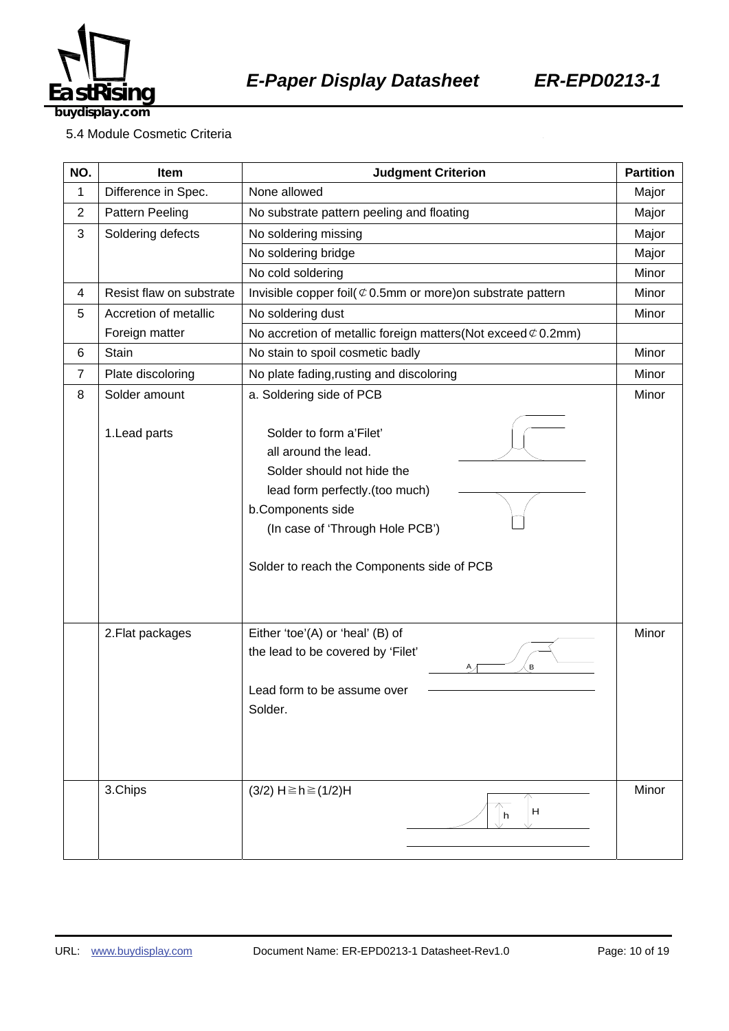5.4 Module Cosmetic Criteria

| NO. | Item | Judgment Criterion | Partition |
|---|---|---|---|
| 1 | Difference in Spec. | None allowed | Major |
| 2 | Pattern Peeling | No substrate pattern peeling and floating | Major |
| 3 | Soldering defects | No soldering missing | Major |
| | | No soldering bridge | Major |
| | | No cold soldering | Minor |
| 4 | Resist flaw on substrate | Invisible copper foil(⊄0.5mm or more)on substrate pattern | Minor |
| 5 | Accretion of metallic Foreign matter | No soldering dust | Minor |
| | | No accretion of metallic foreign matters(Not exceed ⊄0.2mm) | |
| 6 | Stain | No stain to spoil cosmetic badly | Minor |
| 7 | Plate discoloring | No plate fading,rusting and discoloring | Minor |
| 8 | Solder amount<br><br>1.Lead parts | a. Soldering side of PCB<br><br>Solder to form a'Filet' all around the lead.<br>Solder should not hide the lead form perfectly.(too much)<br>b.Components side<br>(In case of 'Through Hole PCB')<br><br>Solder to reach the Components side of PCB | Minor |
| | 2.Flat packages | Either 'toe'(A) or 'heal' (B) of the lead to be covered by 'Filet'<br><br>Lead form to be assume over Solder. | Minor |
| | 3.Chips | (3/2) H≧h≧(1/2)H | Minor |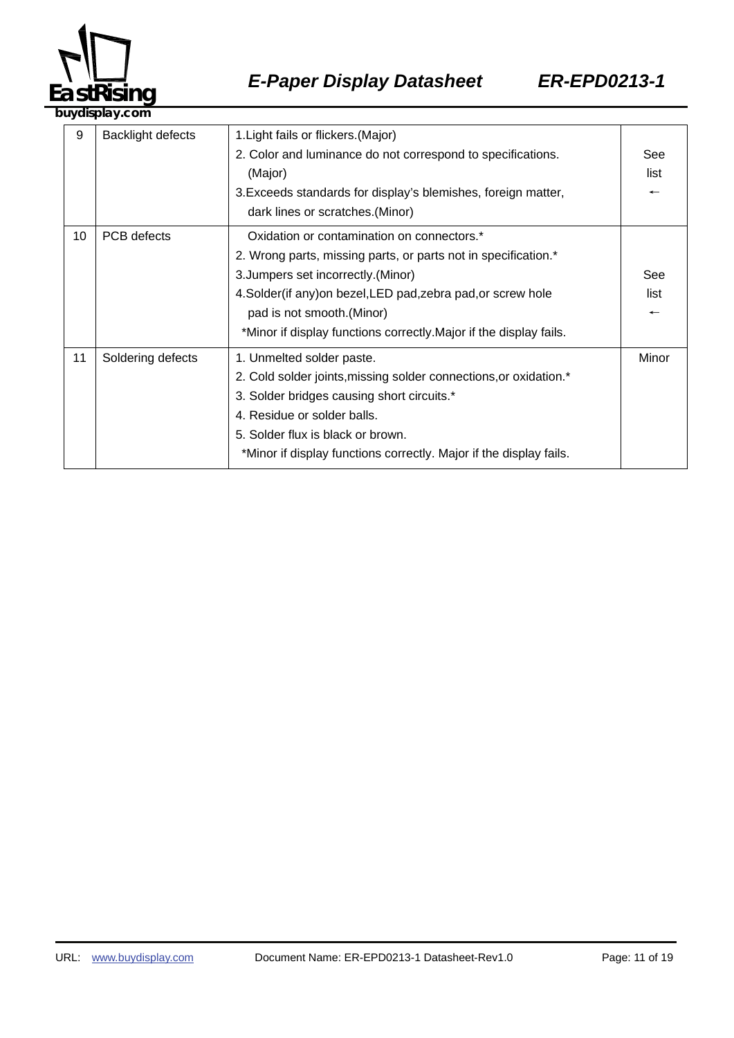| 9 | Backlight defects | 1.Light fails or flickers.(Major)<br>2. Color and luminance do not correspond to specifications. (Major)<br>3.Exceeds standards for display's blemishes, foreign matter, dark lines or scratches.(Minor) | See list ← |
|---|---|---|---|
| 10 | PCB defects | Oxidation or contamination on connectors.*<br>2. Wrong parts, missing parts, or parts not in specification.*<br>3.Jumpers set incorrectly.(Minor)<br>4.Solder(if any)on bezel,LED pad,zebra pad,or screw hole pad is not smooth.(Minor)<br>*Minor if display functions correctly.Major if the display fails. | See list ← |
| 11 | Soldering defects | 1. Unmelted solder paste.<br>2. Cold solder joints,missing solder connections,or oxidation.*<br>3. Solder bridges causing short circuits.*<br>4. Residue or solder balls.<br>5. Solder flux is black or brown.<br>*Minor if display functions correctly. Major if the display fails. | Minor |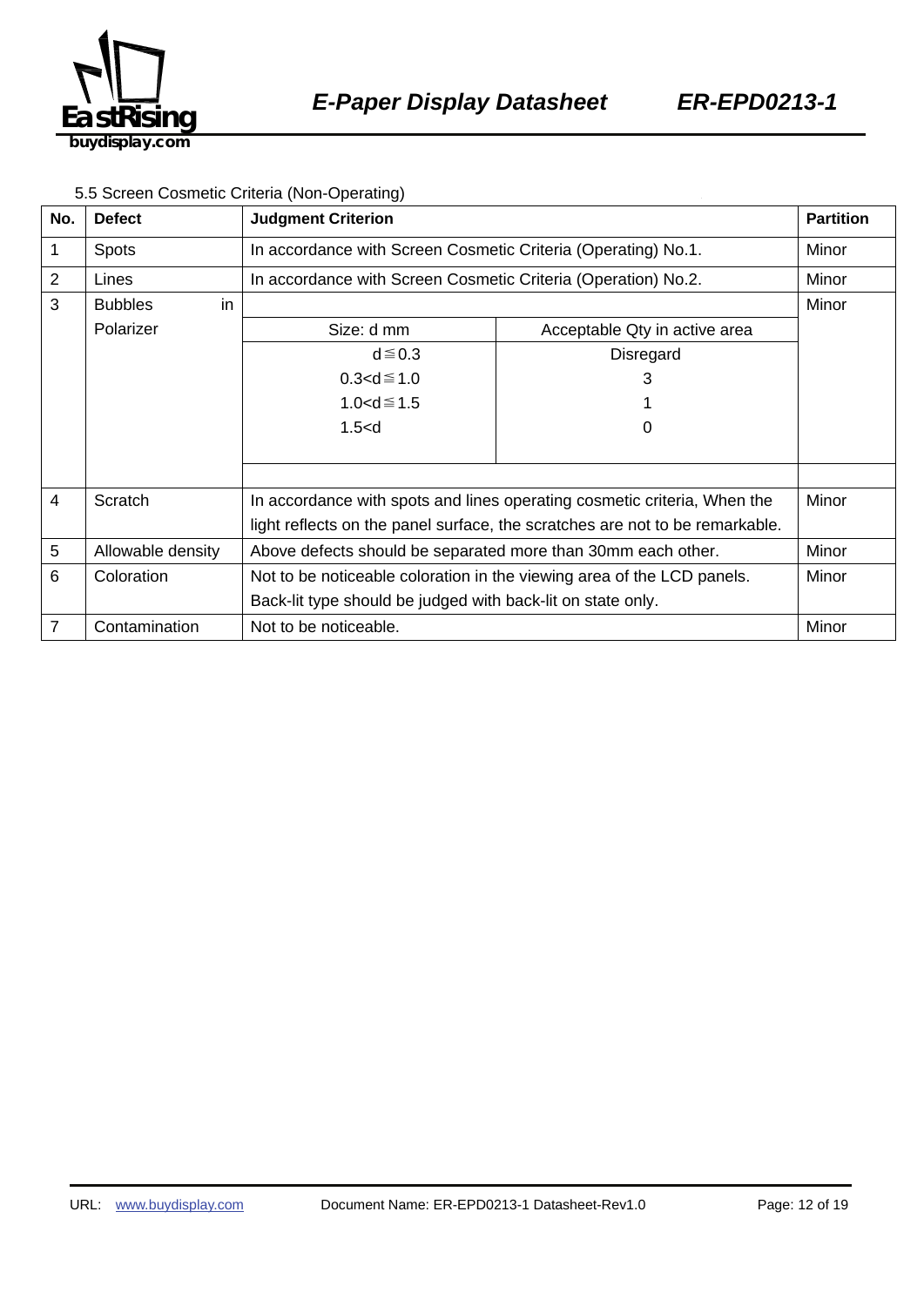5.5 Screen Cosmetic Criteria (Non-Operating)

| No. | Defect | Judgment Criterion | | Partition |
|---|---|---|---|---|
| 1 | Spots | In accordance with Screen Cosmetic Criteria (Operating) No.1. | | Minor |
| 2 | Lines | In accordance with Screen Cosmetic Criteria (Operation) No.2. | | Minor |
| 3 | Bubbles in Polarizer | Size: d mm | Acceptable Qty in active area | Minor |
| | | d≦0.3 | Disregard | |
| | | 0.3<d≦1.0 | 3 | |
| | | 1.0<d≦1.5 | 1 | |
| | | 1.5<d | 0 | |
| 4 | Scratch | In accordance with spots and lines operating cosmetic criteria, When the light reflects on the panel surface, the scratches are not to be remarkable. | | Minor |
| 5 | Allowable density | Above defects should be separated more than 30mm each other. | | Minor |
| 6 | Coloration | Not to be noticeable coloration in the viewing area of the LCD panels. Back-lit type should be judged with back-lit on state only. | | Minor |
| 7 | Contamination | Not to be noticeable. | | Minor |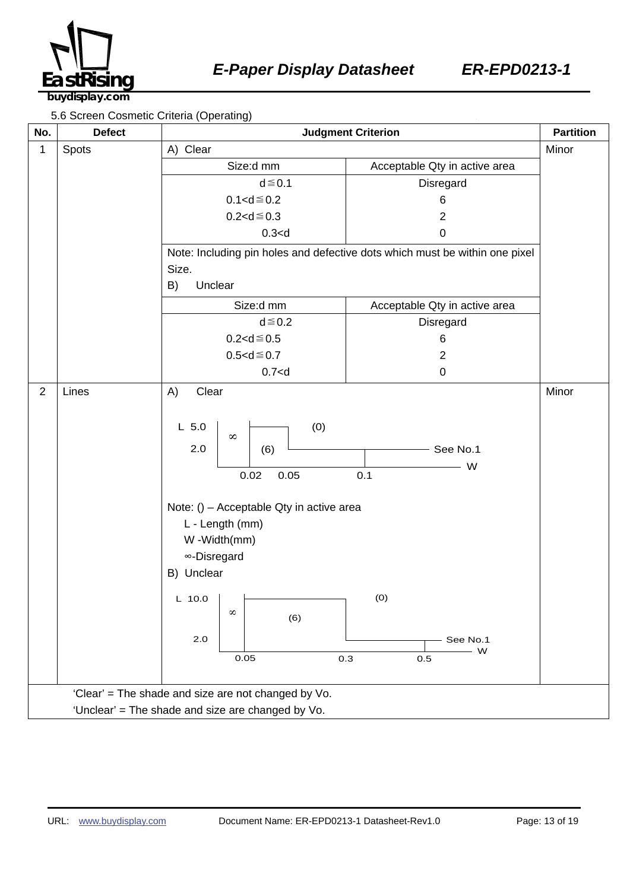5.6 Screen Cosmetic Criteria (Operating)

| No. | Defect | Judgment Criterion | Partition |
|---|---|---|---|
| 1 | Spots | A) Clear | Minor |

**A) Clear**

| Size:d mm | Acceptable Qty in active area |
|---|---|
| d≦0.1 | Disregard |
| 0.1<d≦0.2 | 6 |
| 0.2<d≦0.3 | 2 |
| 0.3<d | 0 |

Note: Including pin holes and defective dots which must be within one pixel Size.

**B) Unclear**

| Size:d mm | Acceptable Qty in active area |
|---|---|
| d≦0.2 | Disregard |
| 0.2<d≦0.5 | 6 |
| 0.5<d≦0.7 | 2 |
| 0.7<d | 0 |

| No. | Defect | Judgment Criterion | Partition |
|---|---|---|---|
| 2 | Lines | A) Clear | Minor |

A) Clear

L 5.0, 2.0; W 0.02, 0.05, 0.1; ∞, (6), (0), See No.1

Note: () – Acceptable Qty in active area

- L - Length (mm)
- W -Width(mm)
- ∞-Disregard

B) Unclear

L 10.0, 2.0; W 0.05, 0.3, 0.5; ∞, (6), (0), See No.1

'Clear' = The shade and size are not changed by Vo.

'Unclear' = The shade and size are changed by Vo.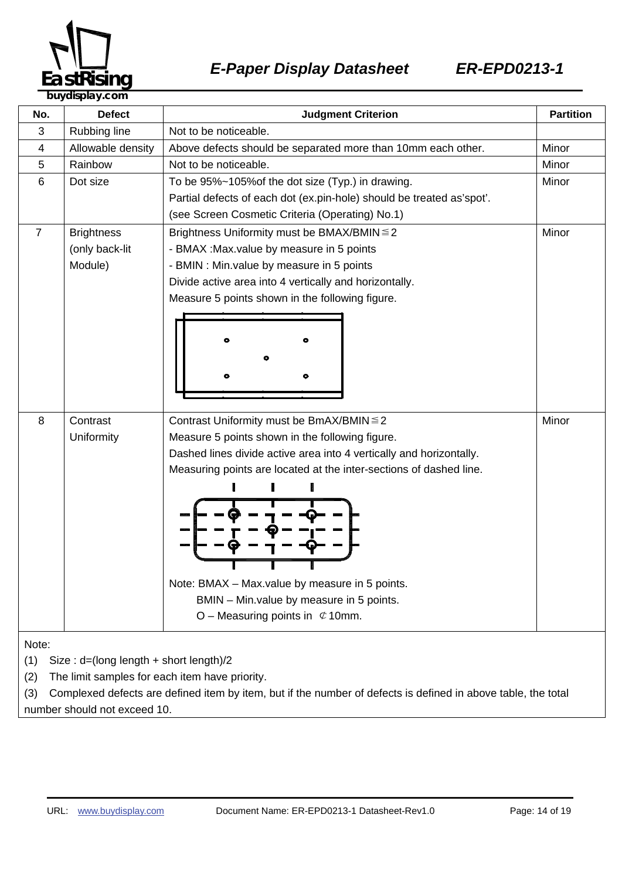| No. | Defect | Judgment Criterion | Partition |
|---|---|---|---|
| 3 | Rubbing line | Not to be noticeable. | |
| 4 | Allowable density | Above defects should be separated more than 10mm each other. | Minor |
| 5 | Rainbow | Not to be noticeable. | Minor |
| 6 | Dot size | To be 95%~105%of the dot size (Typ.) in drawing.<br>Partial defects of each dot (ex.pin-hole) should be treated as'spot'.<br>(see Screen Cosmetic Criteria (Operating) No.1) | Minor |
| 7 | Brightness (only back-lit Module) | Brightness Uniformity must be BMAX/BMIN≦2<br>- BMAX :Max.value by measure in 5 points<br>- BMIN : Min.value by measure in 5 points<br>Divide active area into 4 vertically and horizontally.<br>Measure 5 points shown in the following figure. | Minor |
| 8 | Contrast Uniformity | Contrast Uniformity must be BmAX/BMIN≦2<br>Measure 5 points shown in the following figure.<br>Dashed lines divide active area into 4 vertically and horizontally.<br>Measuring points are located at the inter-sections of dashed line.<br>Note: BMAX – Max.value by measure in 5 points.<br>BMIN – Min.value by measure in 5 points.<br>O – Measuring points in ￠10mm. | Minor |

Note:

(1) Size : d=(long length + short length)/2

(2) The limit samples for each item have priority.

(3) Complexed defects are defined item by item, but if the number of defects is defined in above table, the total number should not exceed 10.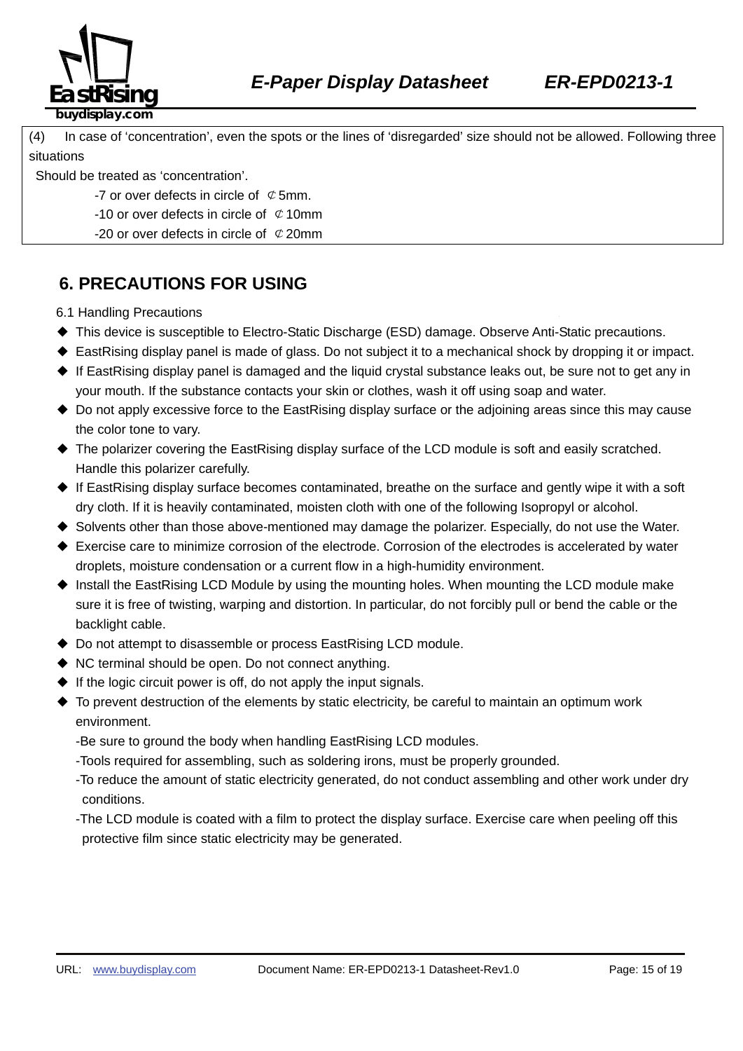(4) In case of 'concentration', even the spots or the lines of 'disregarded' size should not be allowed. Following three situations

Should be treated as 'concentration'.

- -7 or over defects in circle of ⊄5mm.
- -10 or over defects in circle of ⊄10mm
- -20 or over defects in circle of ⊄20mm

## 6. PRECAUTIONS FOR USING

6.1 Handling Precautions

- This device is susceptible to Electro-Static Discharge (ESD) damage. Observe Anti-Static precautions.
- EastRising display panel is made of glass. Do not subject it to a mechanical shock by dropping it or impact.
- If EastRising display panel is damaged and the liquid crystal substance leaks out, be sure not to get any in your mouth. If the substance contacts your skin or clothes, wash it off using soap and water.
- Do not apply excessive force to the EastRising display surface or the adjoining areas since this may cause the color tone to vary.
- The polarizer covering the EastRising display surface of the LCD module is soft and easily scratched. Handle this polarizer carefully.
- If EastRising display surface becomes contaminated, breathe on the surface and gently wipe it with a soft dry cloth. If it is heavily contaminated, moisten cloth with one of the following Isopropyl or alcohol.
- Solvents other than those above-mentioned may damage the polarizer. Especially, do not use the Water.
- Exercise care to minimize corrosion of the electrode. Corrosion of the electrodes is accelerated by water droplets, moisture condensation or a current flow in a high-humidity environment.
- Install the EastRising LCD Module by using the mounting holes. When mounting the LCD module make sure it is free of twisting, warping and distortion. In particular, do not forcibly pull or bend the cable or the backlight cable.
- Do not attempt to disassemble or process EastRising LCD module.
- NC terminal should be open. Do not connect anything.
- If the logic circuit power is off, do not apply the input signals.
- To prevent destruction of the elements by static electricity, be careful to maintain an optimum work environment.
  - -Be sure to ground the body when handling EastRising LCD modules.
  - -Tools required for assembling, such as soldering irons, must be properly grounded.
  - -To reduce the amount of static electricity generated, do not conduct assembling and other work under dry conditions.
  - -The LCD module is coated with a film to protect the display surface. Exercise care when peeling off this protective film since static electricity may be generated.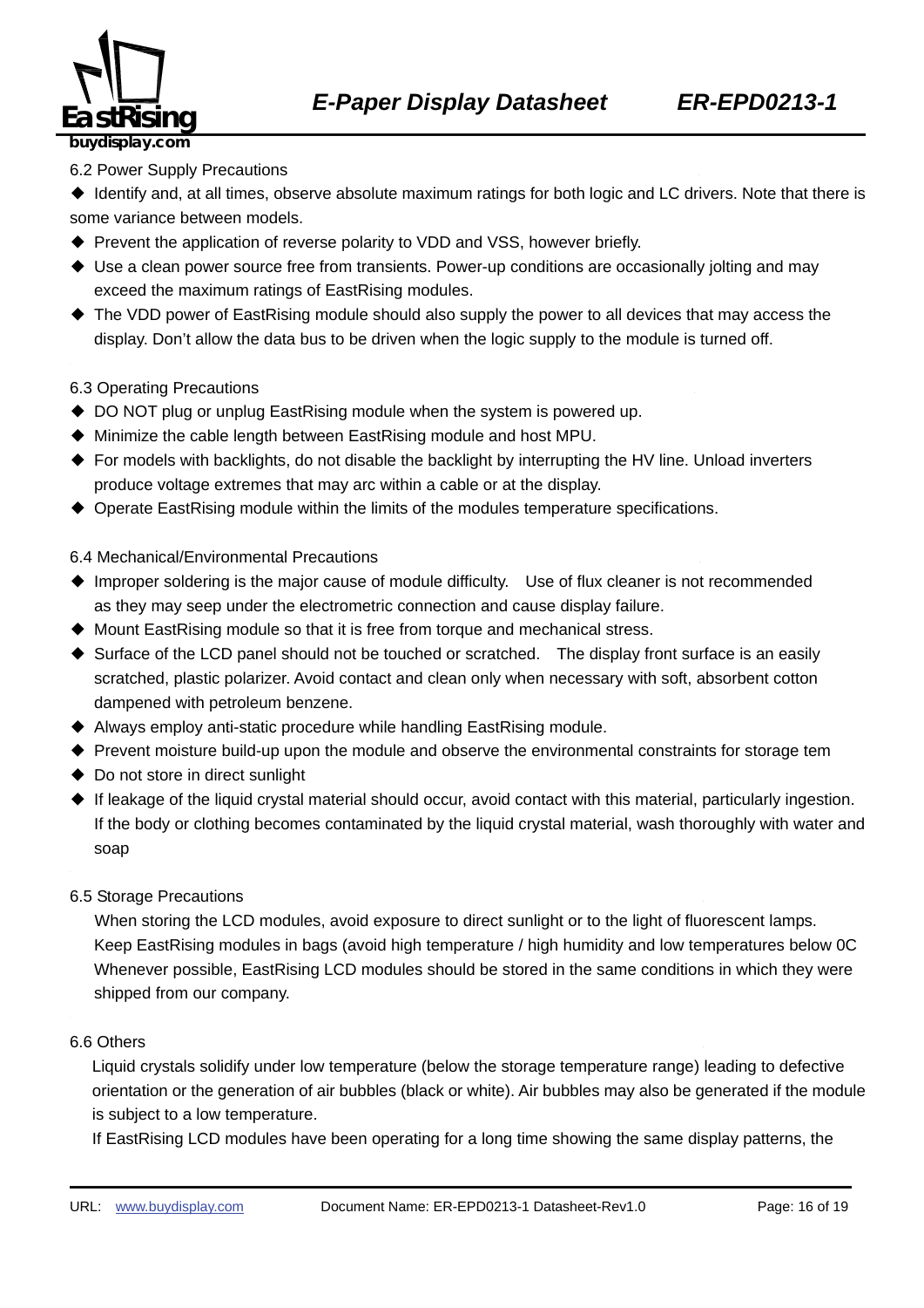6.2 Power Supply Precautions

- Identify and, at all times, observe absolute maximum ratings for both logic and LC drivers. Note that there is some variance between models.
- Prevent the application of reverse polarity to VDD and VSS, however briefly.
- Use a clean power source free from transients. Power-up conditions are occasionally jolting and may exceed the maximum ratings of EastRising modules.
- The VDD power of EastRising module should also supply the power to all devices that may access the display. Don't allow the data bus to be driven when the logic supply to the module is turned off.

6.3 Operating Precautions

- DO NOT plug or unplug EastRising module when the system is powered up.
- Minimize the cable length between EastRising module and host MPU.
- For models with backlights, do not disable the backlight by interrupting the HV line. Unload inverters produce voltage extremes that may arc within a cable or at the display.
- Operate EastRising module within the limits of the modules temperature specifications.

6.4 Mechanical/Environmental Precautions

- Improper soldering is the major cause of module difficulty. Use of flux cleaner is not recommended as they may seep under the electrometric connection and cause display failure.
- Mount EastRising module so that it is free from torque and mechanical stress.
- Surface of the LCD panel should not be touched or scratched. The display front surface is an easily scratched, plastic polarizer. Avoid contact and clean only when necessary with soft, absorbent cotton dampened with petroleum benzene.
- Always employ anti-static procedure while handling EastRising module.
- Prevent moisture build-up upon the module and observe the environmental constraints for storage tem
- Do not store in direct sunlight
- If leakage of the liquid crystal material should occur, avoid contact with this material, particularly ingestion. If the body or clothing becomes contaminated by the liquid crystal material, wash thoroughly with water and soap

6.5 Storage Precautions

When storing the LCD modules, avoid exposure to direct sunlight or to the light of fluorescent lamps. Keep EastRising modules in bags (avoid high temperature / high humidity and low temperatures below 0C Whenever possible, EastRising LCD modules should be stored in the same conditions in which they were shipped from our company.

6.6 Others

Liquid crystals solidify under low temperature (below the storage temperature range) leading to defective orientation or the generation of air bubbles (black or white). Air bubbles may also be generated if the module is subject to a low temperature.

If EastRising LCD modules have been operating for a long time showing the same display patterns, the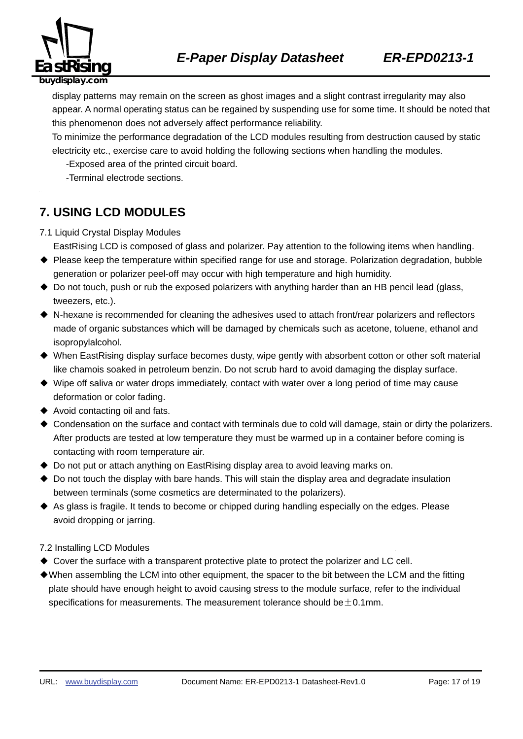display patterns may remain on the screen as ghost images and a slight contrast irregularity may also appear. A normal operating status can be regained by suspending use for some time. It should be noted that this phenomenon does not adversely affect performance reliability.

To minimize the performance degradation of the LCD modules resulting from destruction caused by static electricity etc., exercise care to avoid holding the following sections when handling the modules.

-Exposed area of the printed circuit board.

-Terminal electrode sections.

## 7. USING LCD MODULES

7.1 Liquid Crystal Display Modules

EastRising LCD is composed of glass and polarizer. Pay attention to the following items when handling.

- ◆ Please keep the temperature within specified range for use and storage. Polarization degradation, bubble generation or polarizer peel-off may occur with high temperature and high humidity.
- ◆ Do not touch, push or rub the exposed polarizers with anything harder than an HB pencil lead (glass, tweezers, etc.).
- ◆ N-hexane is recommended for cleaning the adhesives used to attach front/rear polarizers and reflectors made of organic substances which will be damaged by chemicals such as acetone, toluene, ethanol and isopropylalcohol.
- ◆ When EastRising display surface becomes dusty, wipe gently with absorbent cotton or other soft material like chamois soaked in petroleum benzin. Do not scrub hard to avoid damaging the display surface.
- ◆ Wipe off saliva or water drops immediately, contact with water over a long period of time may cause deformation or color fading.
- ◆ Avoid contacting oil and fats.
- ◆ Condensation on the surface and contact with terminals due to cold will damage, stain or dirty the polarizers. After products are tested at low temperature they must be warmed up in a container before coming is contacting with room temperature air.
- ◆ Do not put or attach anything on EastRising display area to avoid leaving marks on.
- ◆ Do not touch the display with bare hands. This will stain the display area and degradate insulation between terminals (some cosmetics are determinated to the polarizers).
- ◆ As glass is fragile. It tends to become or chipped during handling especially on the edges. Please avoid dropping or jarring.

7.2 Installing LCD Modules

- ◆ Cover the surface with a transparent protective plate to protect the polarizer and LC cell.
- ◆ When assembling the LCM into other equipment, the spacer to the bit between the LCM and the fitting plate should have enough height to avoid causing stress to the module surface, refer to the individual specifications for measurements. The measurement tolerance should be±0.1mm.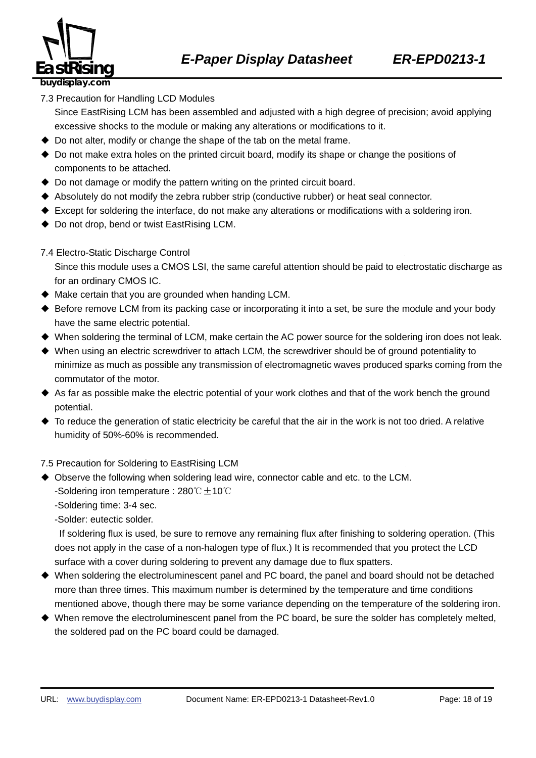## 7.3 Precaution for Handling LCD Modules

Since EastRising LCM has been assembled and adjusted with a high degree of precision; avoid applying excessive shocks to the module or making any alterations or modifications to it.

- Do not alter, modify or change the shape of the tab on the metal frame.
- Do not make extra holes on the printed circuit board, modify its shape or change the positions of components to be attached.
- Do not damage or modify the pattern writing on the printed circuit board.
- Absolutely do not modify the zebra rubber strip (conductive rubber) or heat seal connector.
- Except for soldering the interface, do not make any alterations or modifications with a soldering iron.
- Do not drop, bend or twist EastRising LCM.

## 7.4 Electro-Static Discharge Control

Since this module uses a CMOS LSI, the same careful attention should be paid to electrostatic discharge as for an ordinary CMOS IC.

- Make certain that you are grounded when handing LCM.
- Before remove LCM from its packing case or incorporating it into a set, be sure the module and your body have the same electric potential.
- When soldering the terminal of LCM, make certain the AC power source for the soldering iron does not leak.
- When using an electric screwdriver to attach LCM, the screwdriver should be of ground potentiality to minimize as much as possible any transmission of electromagnetic waves produced sparks coming from the commutator of the motor.
- As far as possible make the electric potential of your work clothes and that of the work bench the ground potential.
- To reduce the generation of static electricity be careful that the air in the work is not too dried. A relative humidity of 50%-60% is recommended.

## 7.5 Precaution for Soldering to EastRising LCM

- Observe the following when soldering lead wire, connector cable and etc. to the LCM.
  -Soldering iron temperature : 280℃±10℃
  -Soldering time: 3-4 sec.
  -Solder: eutectic solder.
  If soldering flux is used, be sure to remove any remaining flux after finishing to soldering operation. (This does not apply in the case of a non-halogen type of flux.) It is recommended that you protect the LCD surface with a cover during soldering to prevent any damage due to flux spatters.
- When soldering the electroluminescent panel and PC board, the panel and board should not be detached more than three times. This maximum number is determined by the temperature and time conditions mentioned above, though there may be some variance depending on the temperature of the soldering iron.
- When remove the electroluminescent panel from the PC board, be sure the solder has completely melted, the soldered pad on the PC board could be damaged.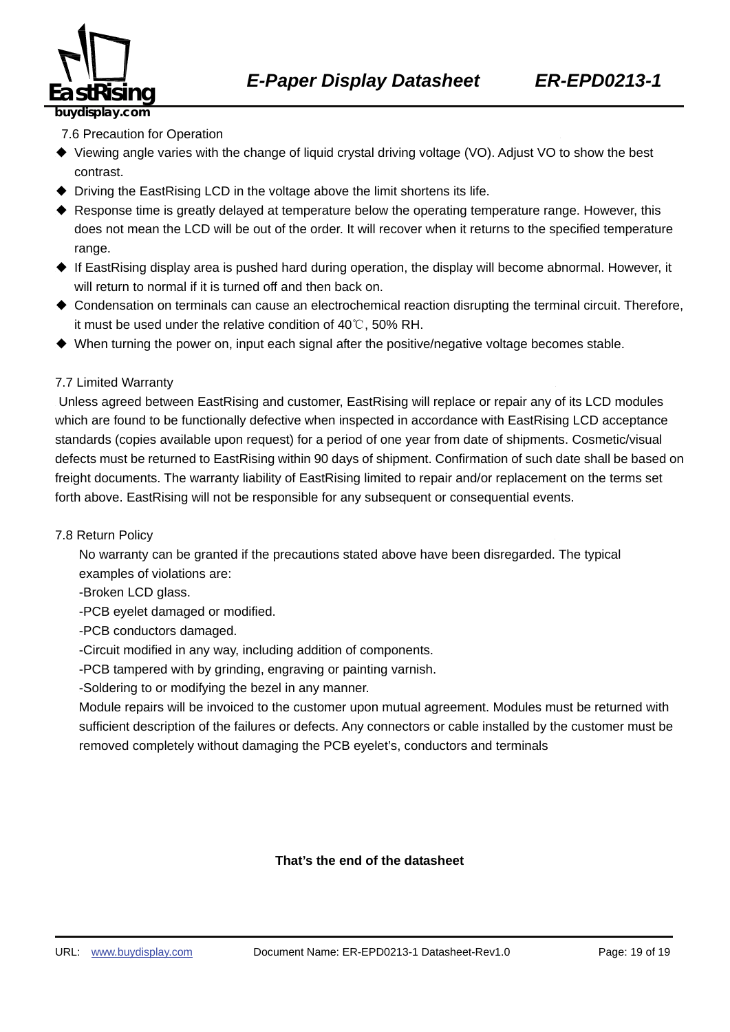### 7.6 Precaution for Operation

- Viewing angle varies with the change of liquid crystal driving voltage (VO). Adjust VO to show the best contrast.
- Driving the EastRising LCD in the voltage above the limit shortens its life.
- Response time is greatly delayed at temperature below the operating temperature range. However, this does not mean the LCD will be out of the order. It will recover when it returns to the specified temperature range.
- If EastRising display area is pushed hard during operation, the display will become abnormal. However, it will return to normal if it is turned off and then back on.
- Condensation on terminals can cause an electrochemical reaction disrupting the terminal circuit. Therefore, it must be used under the relative condition of 40℃, 50% RH.
- When turning the power on, input each signal after the positive/negative voltage becomes stable.

### 7.7 Limited Warranty

Unless agreed between EastRising and customer, EastRising will replace or repair any of its LCD modules which are found to be functionally defective when inspected in accordance with EastRising LCD acceptance standards (copies available upon request) for a period of one year from date of shipments. Cosmetic/visual defects must be returned to EastRising within 90 days of shipment. Confirmation of such date shall be based on freight documents. The warranty liability of EastRising limited to repair and/or replacement on the terms set forth above. EastRising will not be responsible for any subsequent or consequential events.

### 7.8 Return Policy

No warranty can be granted if the precautions stated above have been disregarded. The typical examples of violations are:

-Broken LCD glass.

-PCB eyelet damaged or modified.

-PCB conductors damaged.

-Circuit modified in any way, including addition of components.

-PCB tampered with by grinding, engraving or painting varnish.

-Soldering to or modifying the bezel in any manner.

Module repairs will be invoiced to the customer upon mutual agreement. Modules must be returned with sufficient description of the failures or defects. Any connectors or cable installed by the customer must be removed completely without damaging the PCB eyelet's, conductors and terminals

**That's the end of the datasheet**